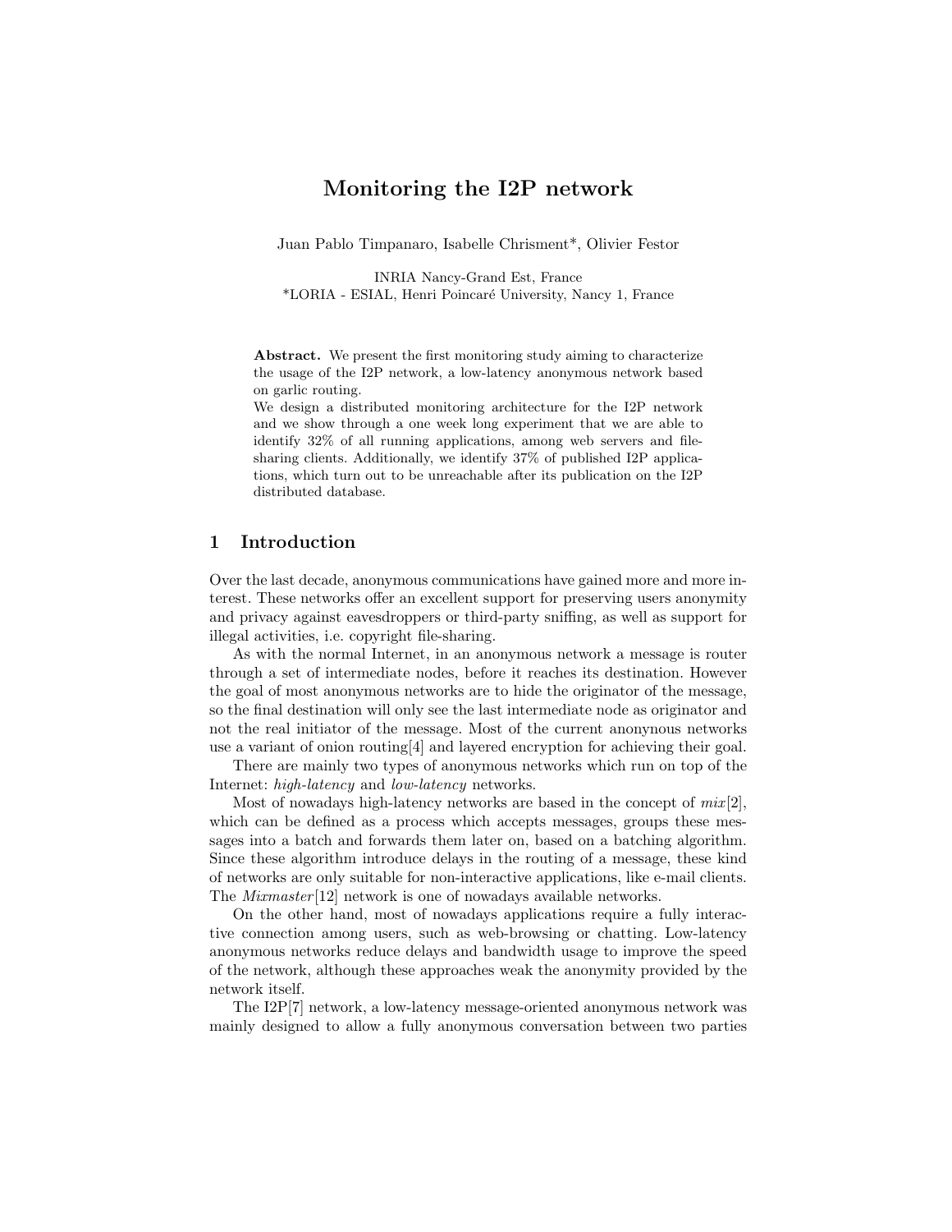# Monitoring the I2P network

Juan Pablo Timpanaro, Isabelle Chrisment*, Olivier Festor

INRIA Nancy-Grand Est, France
*LORIA - ESIAL, Henri Poincaré University, Nancy 1, France

**Abstract.** We present the first monitoring study aiming to characterize the usage of the I2P network, a low-latency anonymous network based on garlic routing.
We design a distributed monitoring architecture for the I2P network and we show through a one week long experiment that we are able to identify 32% of all running applications, among web servers and file-sharing clients. Additionally, we identify 37% of published I2P applications, which turn out to be unreachable after its publication on the I2P distributed database.

## 1 Introduction

Over the last decade, anonymous communications have gained more and more interest. These networks offer an excellent support for preserving users anonymity and privacy against eavesdroppers or third-party sniffing, as well as support for illegal activities, i.e. copyright file-sharing.

As with the normal Internet, in an anonymous network a message is router through a set of intermediate nodes, before it reaches its destination. However the goal of most anonymous networks are to hide the originator of the message, so the final destination will only see the last intermediate node as originator and not the real initiator of the message. Most of the current anonynous networks use a variant of onion routing[4] and layered encryption for achieving their goal.

There are mainly two types of anonymous networks which run on top of the Internet: *high-latency* and *low-latency* networks.

Most of nowadays high-latency networks are based in the concept of *mix*[2], which can be defined as a process which accepts messages, groups these messages into a batch and forwards them later on, based on a batching algorithm. Since these algorithm introduce delays in the routing of a message, these kind of networks are only suitable for non-interactive applications, like e-mail clients. The *Mixmaster*[12] network is one of nowadays available networks.

On the other hand, most of nowadays applications require a fully interactive connection among users, such as web-browsing or chatting. Low-latency anonymous networks reduce delays and bandwidth usage to improve the speed of the network, although these approaches weak the anonymity provided by the network itself.

The I2P[7] network, a low-latency message-oriented anonymous network was mainly designed to allow a fully anonymous conversation between two parties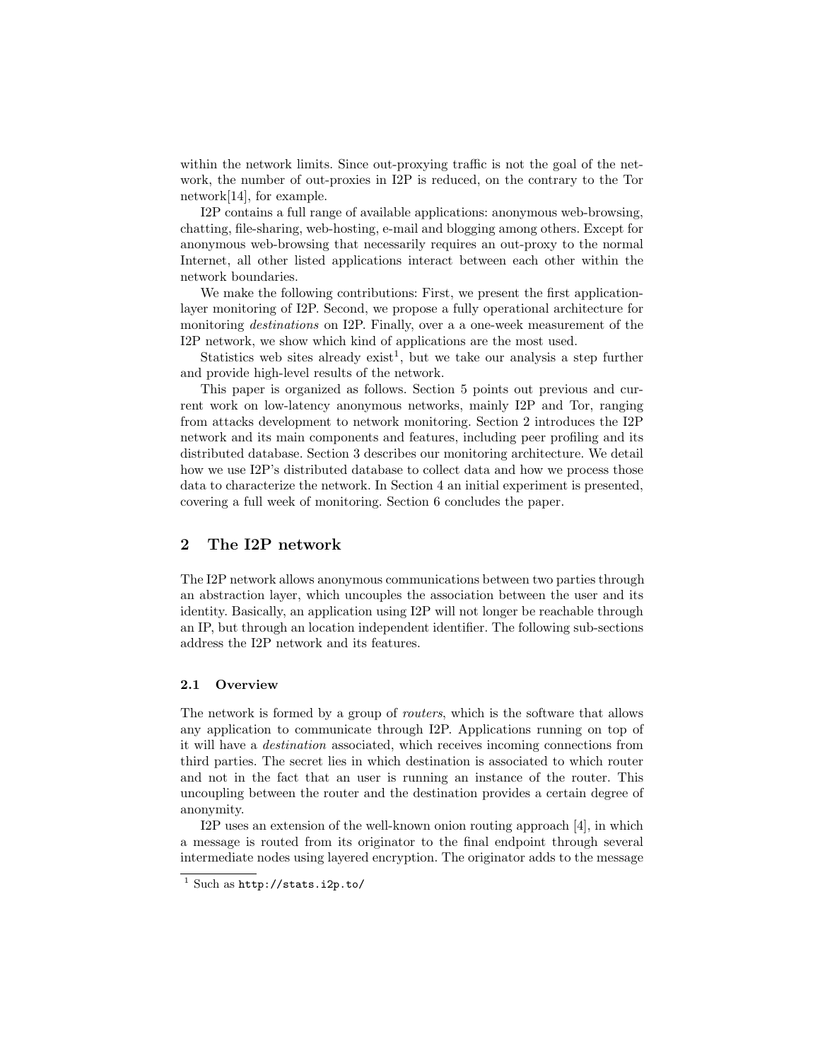within the network limits. Since out-proxying traffic is not the goal of the network, the number of out-proxies in I2P is reduced, on the contrary to the Tor network[14], for example.

I2P contains a full range of available applications: anonymous web-browsing, chatting, file-sharing, web-hosting, e-mail and blogging among others. Except for anonymous web-browsing that necessarily requires an out-proxy to the normal Internet, all other listed applications interact between each other within the network boundaries.

We make the following contributions: First, we present the first application-layer monitoring of I2P. Second, we propose a fully operational architecture for monitoring *destinations* on I2P. Finally, over a a one-week measurement of the I2P network, we show which kind of applications are the most used.

Statistics web sites already exist[1], but we take our analysis a step further and provide high-level results of the network.

This paper is organized as follows. Section 5 points out previous and current work on low-latency anonymous networks, mainly I2P and Tor, ranging from attacks development to network monitoring. Section 2 introduces the I2P network and its main components and features, including peer profiling and its distributed database. Section 3 describes our monitoring architecture. We detail how we use I2P's distributed database to collect data and how we process those data to characterize the network. In Section 4 an initial experiment is presented, covering a full week of monitoring. Section 6 concludes the paper.

## 2 The I2P network

The I2P network allows anonymous communications between two parties through an abstraction layer, which uncouples the association between the user and its identity. Basically, an application using I2P will not longer be reachable through an IP, but through an location independent identifier. The following sub-sections address the I2P network and its features.

### 2.1 Overview

The network is formed by a group of *routers*, which is the software that allows any application to communicate through I2P. Applications running on top of it will have a *destination* associated, which receives incoming connections from third parties. The secret lies in which destination is associated to which router and not in the fact that an user is running an instance of the router. This uncoupling between the router and the destination provides a certain degree of anonymity.

I2P uses an extension of the well-known onion routing approach [4], in which a message is routed from its originator to the final endpoint through several intermediate nodes using layered encryption. The originator adds to the message

[1] Such as `http://stats.i2p.to/`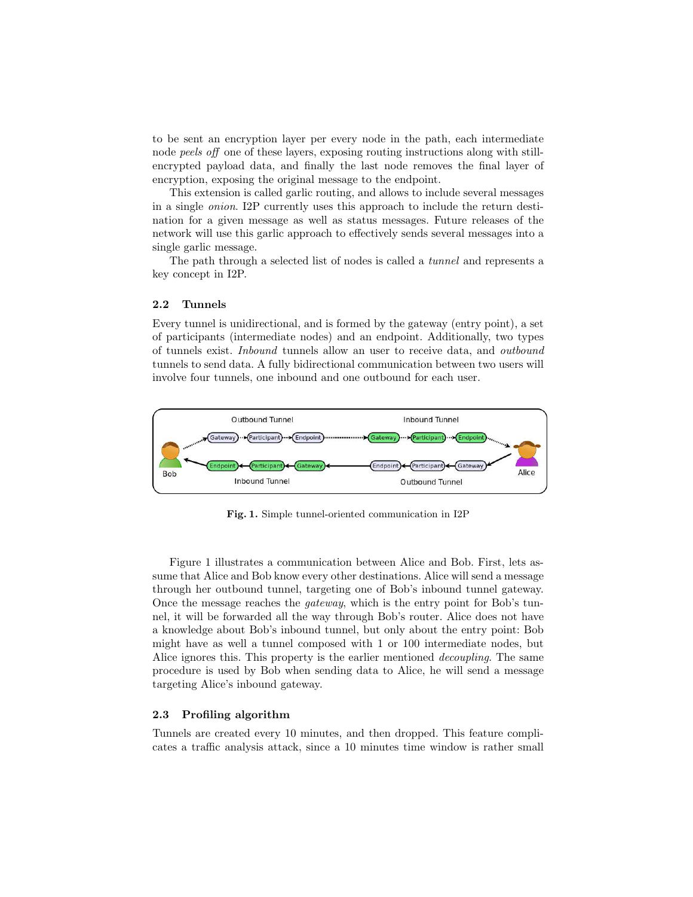to be sent an encryption layer per every node in the path, each intermediate node *peels off* one of these layers, exposing routing instructions along with still-encrypted payload data, and finally the last node removes the final layer of encryption, exposing the original message to the endpoint.

This extension is called garlic routing, and allows to include several messages in a single *onion*. I2P currently uses this approach to include the return destination for a given message as well as status messages. Future releases of the network will use this garlic approach to effectively sends several messages into a single garlic message.

The path through a selected list of nodes is called a *tunnel* and represents a key concept in I2P.

### 2.2 Tunnels

Every tunnel is unidirectional, and is formed by the gateway (entry point), a set of participants (intermediate nodes) and an endpoint. Additionally, two types of tunnels exist. *Inbound* tunnels allow an user to receive data, and *outbound* tunnels to send data. A fully bidirectional communication between two users will involve four tunnels, one inbound and one outbound for each user.

**Fig. 1.** Simple tunnel-oriented communication in I2P

Figure 1 illustrates a communication between Alice and Bob. First, lets assume that Alice and Bob know every other destinations. Alice will send a message through her outbound tunnel, targeting one of Bob's inbound tunnel gateway. Once the message reaches the *gateway*, which is the entry point for Bob's tunnel, it will be forwarded all the way through Bob's router. Alice does not have a knowledge about Bob's inbound tunnel, but only about the entry point: Bob might have as well a tunnel composed with 1 or 100 intermediate nodes, but Alice ignores this. This property is the earlier mentioned *decoupling*. The same procedure is used by Bob when sending data to Alice, he will send a message targeting Alice's inbound gateway.

### 2.3 Profiling algorithm

Tunnels are created every 10 minutes, and then dropped. This feature complicates a traffic analysis attack, since a 10 minutes time window is rather small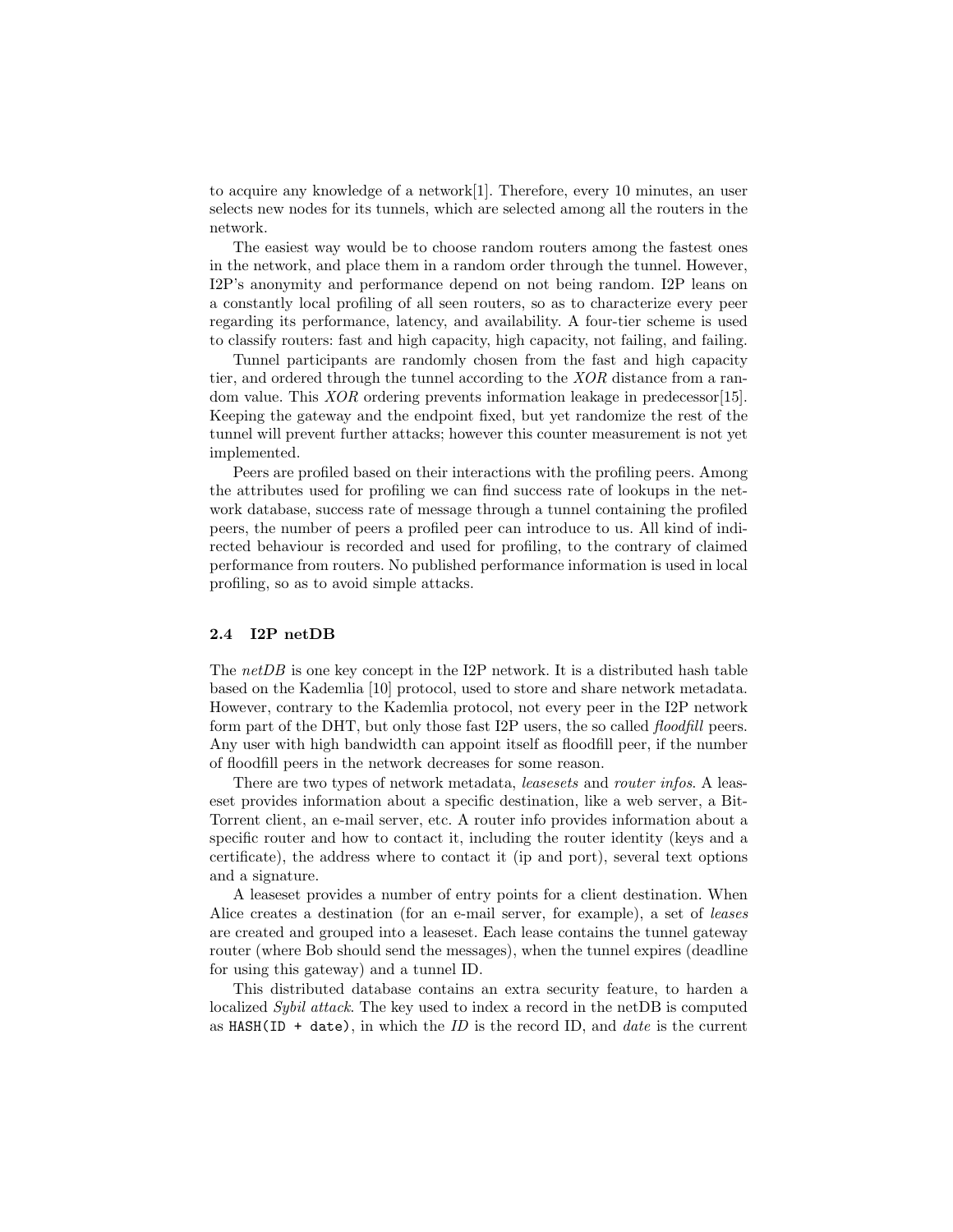to acquire any knowledge of a network[1]. Therefore, every 10 minutes, an user selects new nodes for its tunnels, which are selected among all the routers in the network.

The easiest way would be to choose random routers among the fastest ones in the network, and place them in a random order through the tunnel. However, I2P's anonymity and performance depend on not being random. I2P leans on a constantly local profiling of all seen routers, so as to characterize every peer regarding its performance, latency, and availability. A four-tier scheme is used to classify routers: fast and high capacity, high capacity, not failing, and failing.

Tunnel participants are randomly chosen from the fast and high capacity tier, and ordered through the tunnel according to the *XOR* distance from a random value. This *XOR* ordering prevents information leakage in predecessor[15]. Keeping the gateway and the endpoint fixed, but yet randomize the rest of the tunnel will prevent further attacks; however this counter measurement is not yet implemented.

Peers are profiled based on their interactions with the profiling peers. Among the attributes used for profiling we can find success rate of lookups in the network database, success rate of message through a tunnel containing the profiled peers, the number of peers a profiled peer can introduce to us. All kind of indirected behaviour is recorded and used for profiling, to the contrary of claimed performance from routers. No published performance information is used in local profiling, so as to avoid simple attacks.

### 2.4 I2P netDB

The *netDB* is one key concept in the I2P network. It is a distributed hash table based on the Kademlia [10] protocol, used to store and share network metadata. However, contrary to the Kademlia protocol, not every peer in the I2P network form part of the DHT, but only those fast I2P users, the so called *floodfill* peers. Any user with high bandwidth can appoint itself as floodfill peer, if the number of floodfill peers in the network decreases for some reason.

There are two types of network metadata, *leasesets* and *router infos*. A leaseset provides information about a specific destination, like a web server, a BitTorrent client, an e-mail server, etc. A router info provides information about a specific router and how to contact it, including the router identity (keys and a certificate), the address where to contact it (ip and port), several text options and a signature.

A leaseset provides a number of entry points for a client destination. When Alice creates a destination (for an e-mail server, for example), a set of *leases* are created and grouped into a leaseset. Each lease contains the tunnel gateway router (where Bob should send the messages), when the tunnel expires (deadline for using this gateway) and a tunnel ID.

This distributed database contains an extra security feature, to harden a localized *Sybil attack*. The key used to index a record in the netDB is computed as `HASH(ID + date)`, in which the *ID* is the record ID, and *date* is the current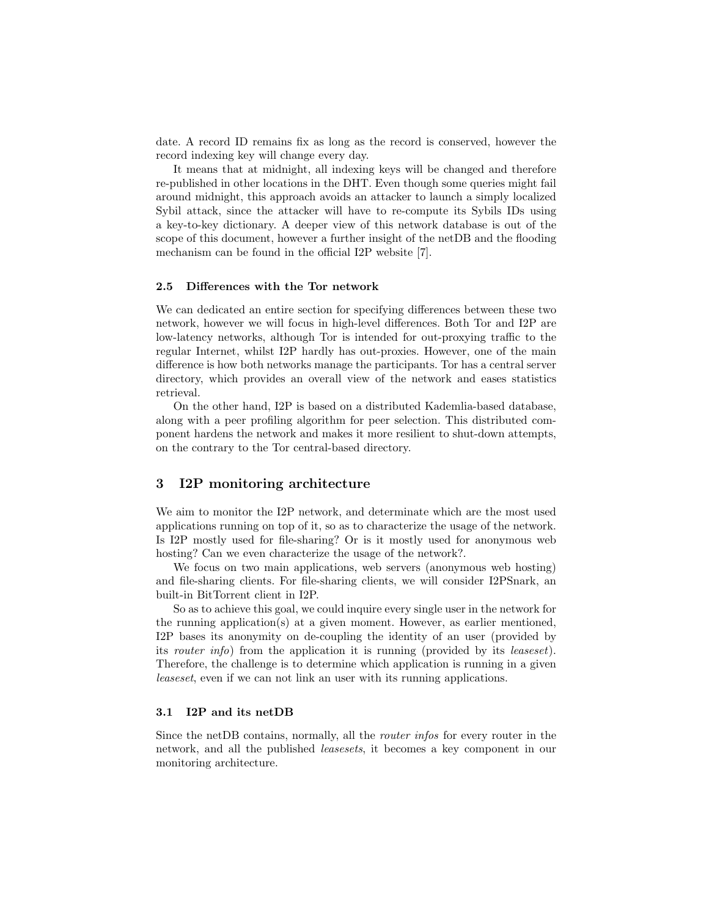date. A record ID remains fix as long as the record is conserved, however the record indexing key will change every day.

It means that at midnight, all indexing keys will be changed and therefore re-published in other locations in the DHT. Even though some queries might fail around midnight, this approach avoids an attacker to launch a simply localized Sybil attack, since the attacker will have to re-compute its Sybils IDs using a key-to-key dictionary. A deeper view of this network database is out of the scope of this document, however a further insight of the netDB and the flooding mechanism can be found in the official I2P website [7].

### 2.5 Differences with the Tor network

We can dedicated an entire section for specifying differences between these two network, however we will focus in high-level differences. Both Tor and I2P are low-latency networks, although Tor is intended for out-proxying traffic to the regular Internet, whilst I2P hardly has out-proxies. However, one of the main difference is how both networks manage the participants. Tor has a central server directory, which provides an overall view of the network and eases statistics retrieval.

On the other hand, I2P is based on a distributed Kademlia-based database, along with a peer profiling algorithm for peer selection. This distributed component hardens the network and makes it more resilient to shut-down attempts, on the contrary to the Tor central-based directory.

## 3 I2P monitoring architecture

We aim to monitor the I2P network, and determinate which are the most used applications running on top of it, so as to characterize the usage of the network. Is I2P mostly used for file-sharing? Or is it mostly used for anonymous web hosting? Can we even characterize the usage of the network?.

We focus on two main applications, web servers (anonymous web hosting) and file-sharing clients. For file-sharing clients, we will consider I2PSnark, an built-in BitTorrent client in I2P.

So as to achieve this goal, we could inquire every single user in the network for the running application(s) at a given moment. However, as earlier mentioned, I2P bases its anonymity on de-coupling the identity of an user (provided by its *router info*) from the application it is running (provided by its *leaseset*). Therefore, the challenge is to determine which application is running in a given *leaseset*, even if we can not link an user with its running applications.

### 3.1 I2P and its netDB

Since the netDB contains, normally, all the *router infos* for every router in the network, and all the published *leasesets*, it becomes a key component in our monitoring architecture.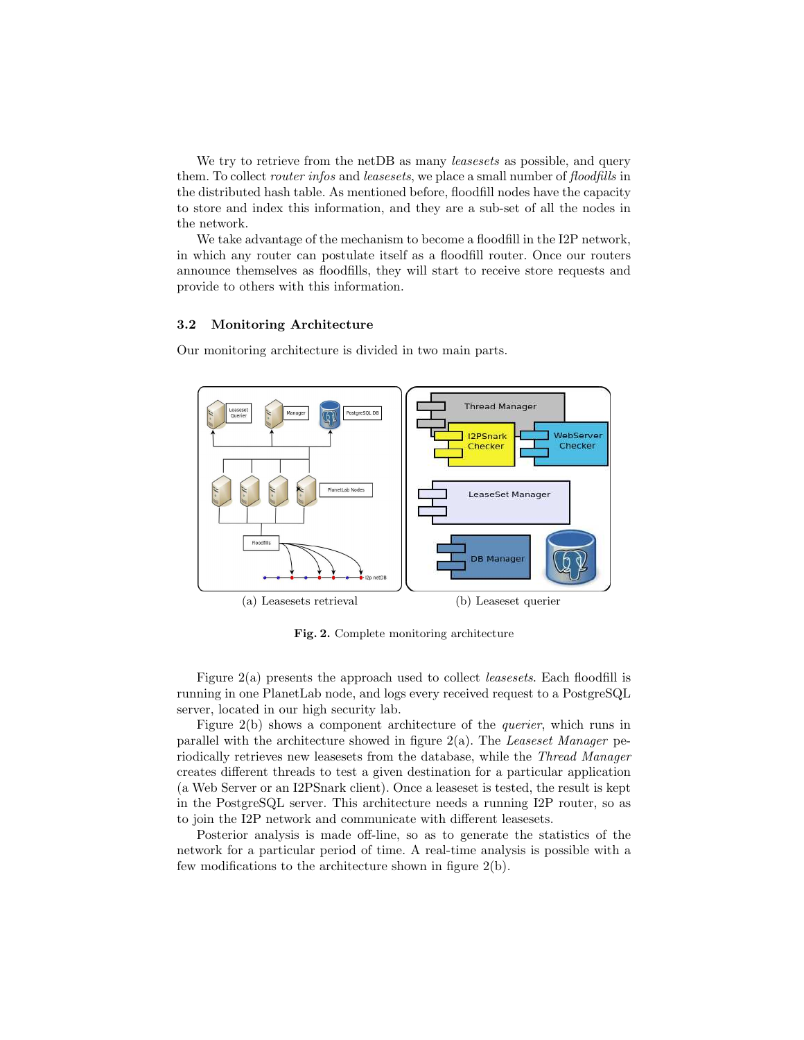We try to retrieve from the netDB as many *leasesets* as possible, and query them. To collect *router infos* and *leasesets*, we place a small number of *floodfills* in the distributed hash table. As mentioned before, floodfill nodes have the capacity to store and index this information, and they are a sub-set of all the nodes in the network.

We take advantage of the mechanism to become a floodfill in the I2P network, in which any router can postulate itself as a floodfill router. Once our routers announce themselves as floodfills, they will start to receive store requests and provide to others with this information.

### 3.2 Monitoring Architecture

Our monitoring architecture is divided in two main parts.

(a) Leasesets retrieval

(b) Leaseset querier

**Fig. 2.** Complete monitoring architecture

Figure 2(a) presents the approach used to collect *leasesets*. Each floodfill is running in one PlanetLab node, and logs every received request to a PostgreSQL server, located in our high security lab.

Figure 2(b) shows a component architecture of the *querier*, which runs in parallel with the architecture showed in figure 2(a). The *Leaseset Manager* periodically retrieves new leasesets from the database, while the *Thread Manager* creates different threads to test a given destination for a particular application (a Web Server or an I2PSnark client). Once a leaseset is tested, the result is kept in the PostgreSQL server. This architecture needs a running I2P router, so as to join the I2P network and communicate with different leasesets.

Posterior analysis is made off-line, so as to generate the statistics of the network for a particular period of time. A real-time analysis is possible with a few modifications to the architecture shown in figure 2(b).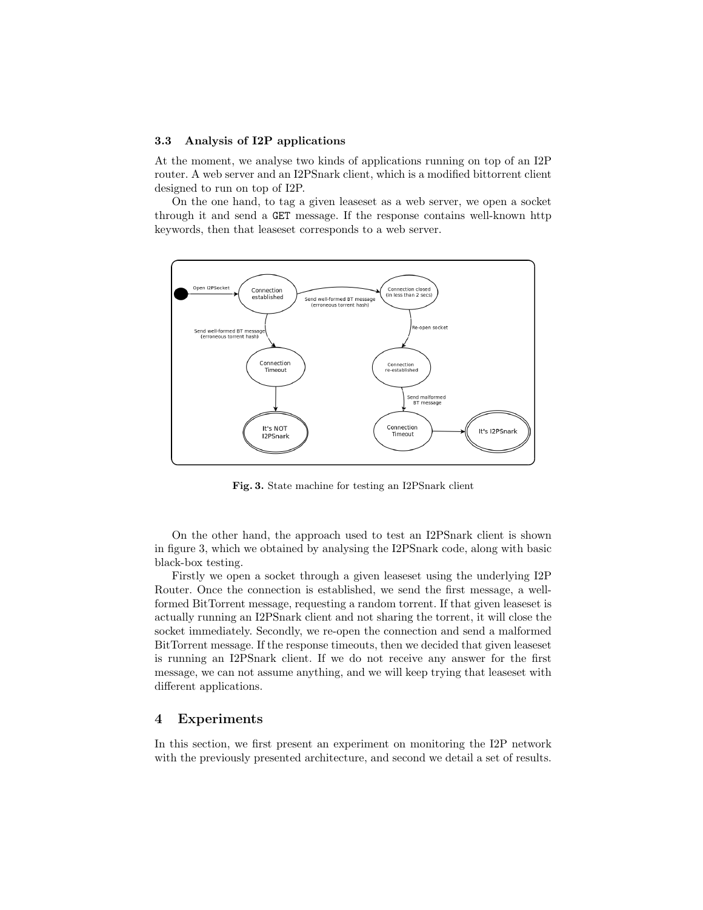### 3.3 Analysis of I2P applications

At the moment, we analyse two kinds of applications running on top of an I2P router. A web server and an I2PSnark client, which is a modified bittorrent client designed to run on top of I2P.

On the one hand, to tag a given leaseset as a web server, we open a socket through it and send a `GET` message. If the response contains well-known http keywords, then that leaseset corresponds to a web server.

**Fig. 3.** State machine for testing an I2PSnark client

On the other hand, the approach used to test an I2PSnark client is shown in figure 3, which we obtained by analysing the I2PSnark code, along with basic black-box testing.

Firstly we open a socket through a given leaseset using the underlying I2P Router. Once the connection is established, we send the first message, a well-formed BitTorrent message, requesting a random torrent. If that given leaseset is actually running an I2PSnark client and not sharing the torrent, it will close the socket immediately. Secondly, we re-open the connection and send a malformed BitTorrent message. If the response timeouts, then we decided that given leaseset is running an I2PSnark client. If we do not receive any answer for the first message, we can not assume anything, and we will keep trying that leaseset with different applications.

## 4 Experiments

In this section, we first present an experiment on monitoring the I2P network with the previously presented architecture, and second we detail a set of results.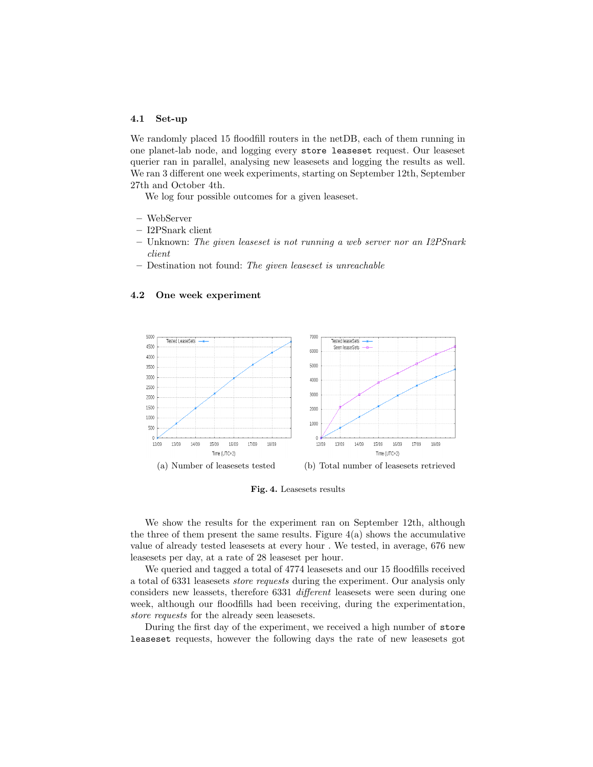### 4.1 Set-up

We randomly placed 15 floodfill routers in the netDB, each of them running in one planet-lab node, and logging every `store leaseset` request. Our leaseset querier ran in parallel, analysing new leasesets and logging the results as well. We ran 3 different one week experiments, starting on September 12th, September 27th and October 4th.

We log four possible outcomes for a given leaseset.

- WebServer
- I2PSnark client
- Unknown: *The given leaseset is not running a web server nor an I2PSnark client*
- Destination not found: *The given leaseset is unreachable*

### 4.2 One week experiment

(a) Number of leasesets tested

(b) Total number of leasesets retrieved

**Fig. 4.** Leasesets results

We show the results for the experiment ran on September 12th, although the three of them present the same results. Figure 4(a) shows the accumulative value of already tested leasesets at every hour . We tested, in average, 676 new leasesets per day, at a rate of 28 leaseset per hour.

We queried and tagged a total of 4774 leasesets and our 15 floodfills received a total of 6331 leasesets *store requests* during the experiment. Our analysis only considers new leassets, therefore 6331 *different* leasesets were seen during one week, although our floodfills had been receiving, during the experimentation, *store requests* for the already seen leasesets.

During the first day of the experiment, we received a high number of `store leaseset` requests, however the following days the rate of new leasesets got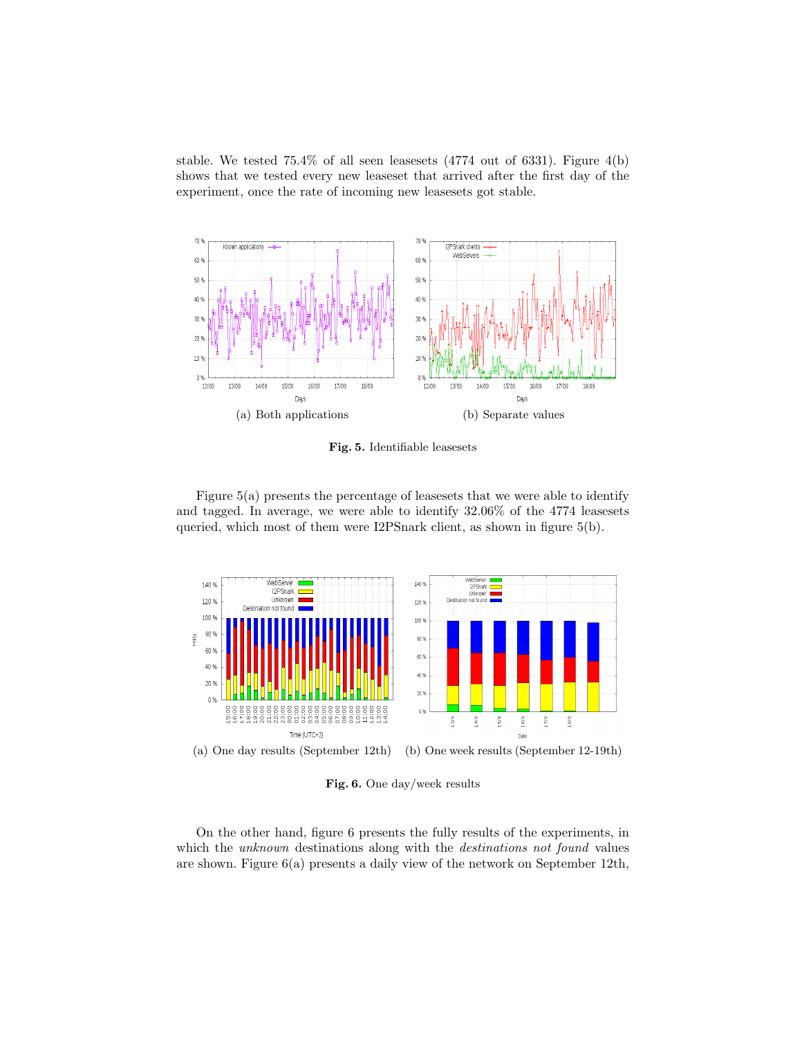stable. We tested 75.4% of all seen leasesets (4774 out of 6331). Figure 4(b) shows that we tested every new leaseset that arrived after the first day of the experiment, once the rate of incoming new leasesets got stable.

(a) Both applications

(b) Separate values

**Fig. 5.** Identifiable leasesets

Figure 5(a) presents the percentage of leasesets that we were able to identify and tagged. In average, we were able to identify 32.06% of the 4774 leasesets queried, which most of them were I2PSnark client, as shown in figure 5(b).

(a) One day results (September 12th)

(b) One week results (September 12-19th)

**Fig. 6.** One day/week results

On the other hand, figure 6 presents the fully results of the experiments, in which the *unknown* destinations along with the *destinations not found* values are shown. Figure 6(a) presents a daily view of the network on September 12th,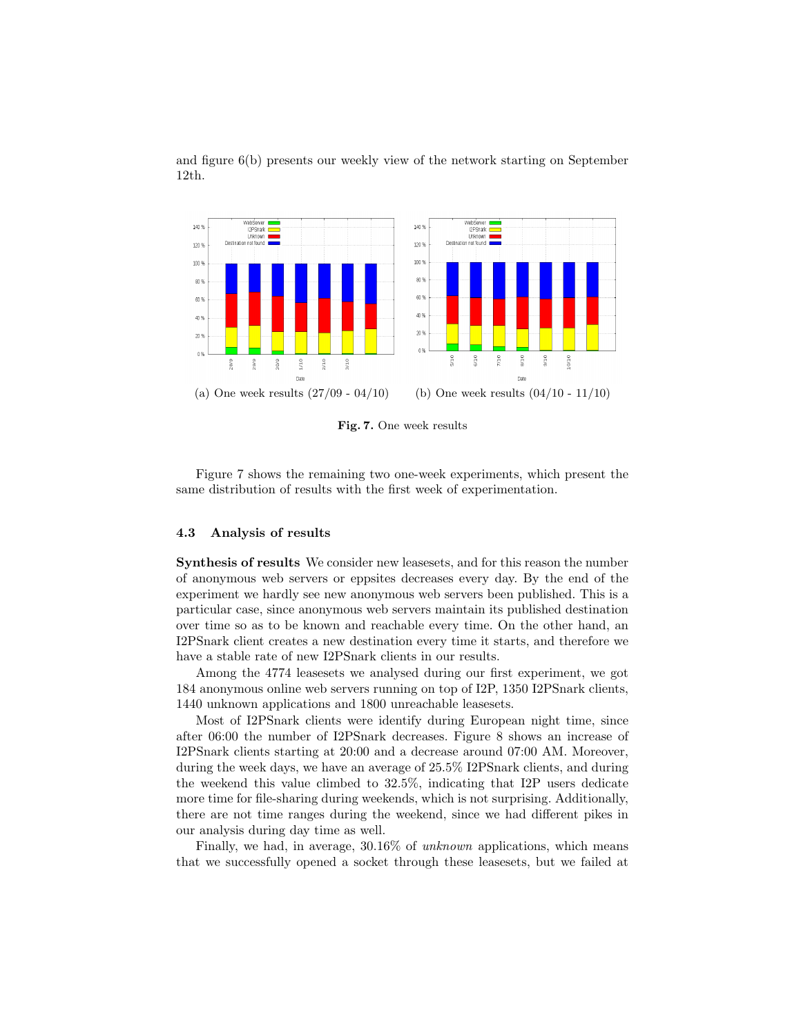and figure 6(b) presents our weekly view of the network starting on September 12th.

(a) One week results (27/09 - 04/10) (b) One week results (04/10 - 11/10)

**Fig. 7.** One week results

Figure 7 shows the remaining two one-week experiments, which present the same distribution of results with the first week of experimentation.

### 4.3 Analysis of results

**Synthesis of results** We consider new leasesets, and for this reason the number of anonymous web servers or eppsites decreases every day. By the end of the experiment we hardly see new anonymous web servers been published. This is a particular case, since anonymous web servers maintain its published destination over time so as to be known and reachable every time. On the other hand, an I2PSnark client creates a new destination every time it starts, and therefore we have a stable rate of new I2PSnark clients in our results.

Among the 4774 leasesets we analysed during our first experiment, we got 184 anonymous online web servers running on top of I2P, 1350 I2PSnark clients, 1440 unknown applications and 1800 unreachable leasesets.

Most of I2PSnark clients were identify during European night time, since after 06:00 the number of I2PSnark decreases. Figure 8 shows an increase of I2PSnark clients starting at 20:00 and a decrease around 07:00 AM. Moreover, during the week days, we have an average of 25.5% I2PSnark clients, and during the weekend this value climbed to 32.5%, indicating that I2P users dedicate more time for file-sharing during weekends, which is not surprising. Additionally, there are not time ranges during the weekend, since we had different pikes in our analysis during day time as well.

Finally, we had, in average, 30.16% of *unknown* applications, which means that we successfully opened a socket through these leasesets, but we failed at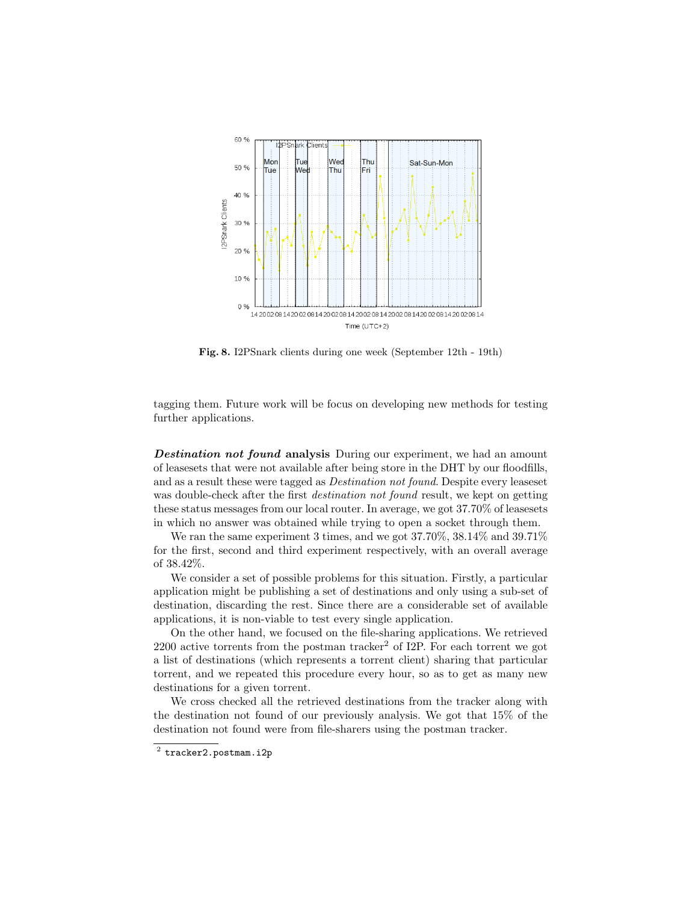**Fig. 8.** I2PSnark clients during one week (September 12th - 19th)

tagging them. Future work will be focus on developing new methods for testing further applications.

***Destination not found* analysis** During our experiment, we had an amount of leasesets that were not available after being store in the DHT by our floodfills, and as a result these were tagged as *Destination not found*. Despite every leaseset was double-check after the first *destination not found* result, we kept on getting these status messages from our local router. In average, we got 37.70% of leasesets in which no answer was obtained while trying to open a socket through them.

We ran the same experiment 3 times, and we got 37.70%, 38.14% and 39.71% for the first, second and third experiment respectively, with an overall average of 38.42%.

We consider a set of possible problems for this situation. Firstly, a particular application might be publishing a set of destinations and only using a sub-set of destination, discarding the rest. Since there are a considerable set of available applications, it is non-viable to test every single application.

On the other hand, we focused on the file-sharing applications. We retrieved 2200 active torrents from the postman tracker[2] of I2P. For each torrent we got a list of destinations (which represents a torrent client) sharing that particular torrent, and we repeated this procedure every hour, so as to get as many new destinations for a given torrent.

We cross checked all the retrieved destinations from the tracker along with the destination not found of our previously analysis. We got that 15% of the destination not found were from file-sharers using the postman tracker.

[2] `tracker2.postmam.i2p`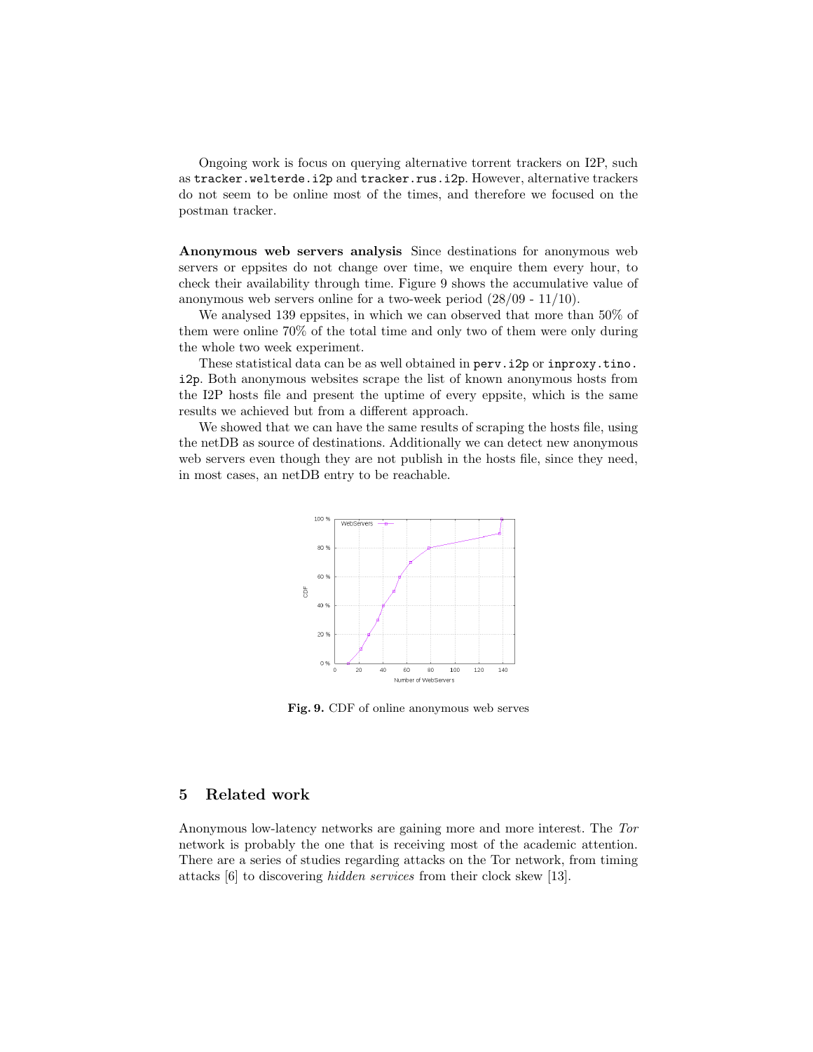Ongoing work is focus on querying alternative torrent trackers on I2P, such as `tracker.welterde.i2p` and `tracker.rus.i2p`. However, alternative trackers do not seem to be online most of the times, and therefore we focused on the postman tracker.

**Anonymous web servers analysis** Since destinations for anonymous web servers or eppsites do not change over time, we enquire them every hour, to check their availability through time. Figure 9 shows the accumulative value of anonymous web servers online for a two-week period (28/09 - 11/10).

We analysed 139 eppsites, in which we can observed that more than 50% of them were online 70% of the total time and only two of them were only during the whole two week experiment.

These statistical data can be as well obtained in `perv.i2p` or `inproxy.tino.i2p`. Both anonymous websites scrape the list of known anonymous hosts from the I2P hosts file and present the uptime of every eppsite, which is the same results we achieved but from a different approach.

We showed that we can have the same results of scraping the hosts file, using the netDB as source of destinations. Additionally we can detect new anonymous web servers even though they are not publish in the hosts file, since they need, in most cases, an netDB entry to be reachable.

**Fig. 9.** CDF of online anonymous web serves

## 5 Related work

Anonymous low-latency networks are gaining more and more interest. The *Tor* network is probably the one that is receiving most of the academic attention. There are a series of studies regarding attacks on the Tor network, from timing attacks [6] to discovering *hidden services* from their clock skew [13].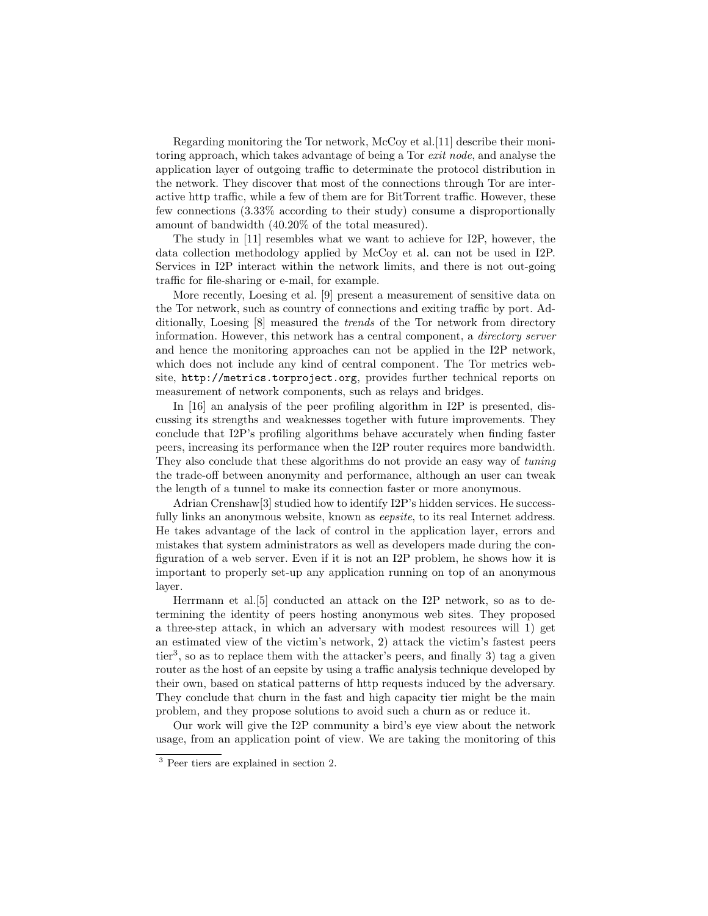Regarding monitoring the Tor network, McCoy et al.[11] describe their monitoring approach, which takes advantage of being a Tor *exit node*, and analyse the application layer of outgoing traffic to determinate the protocol distribution in the network. They discover that most of the connections through Tor are interactive http traffic, while a few of them are for BitTorrent traffic. However, these few connections (3.33% according to their study) consume a disproportionally amount of bandwidth (40.20% of the total measured).

The study in [11] resembles what we want to achieve for I2P, however, the data collection methodology applied by McCoy et al. can not be used in I2P. Services in I2P interact within the network limits, and there is not out-going traffic for file-sharing or e-mail, for example.

More recently, Loesing et al. [9] present a measurement of sensitive data on the Tor network, such as country of connections and exiting traffic by port. Additionally, Loesing [8] measured the *trends* of the Tor network from directory information. However, this network has a central component, a *directory server* and hence the monitoring approaches can not be applied in the I2P network, which does not include any kind of central component. The Tor metrics website, `http://metrics.torproject.org`, provides further technical reports on measurement of network components, such as relays and bridges.

In [16] an analysis of the peer profiling algorithm in I2P is presented, discussing its strengths and weaknesses together with future improvements. They conclude that I2P's profiling algorithms behave accurately when finding faster peers, increasing its performance when the I2P router requires more bandwidth. They also conclude that these algorithms do not provide an easy way of *tuning* the trade-off between anonymity and performance, although an user can tweak the length of a tunnel to make its connection faster or more anonymous.

Adrian Crenshaw[3] studied how to identify I2P's hidden services. He successfully links an anonymous website, known as *eepsite*, to its real Internet address. He takes advantage of the lack of control in the application layer, errors and mistakes that system administrators as well as developers made during the configuration of a web server. Even if it is not an I2P problem, he shows how it is important to properly set-up any application running on top of an anonymous layer.

Herrmann et al.[5] conducted an attack on the I2P network, so as to determining the identity of peers hosting anonymous web sites. They proposed a three-step attack, in which an adversary with modest resources will 1) get an estimated view of the victim's network, 2) attack the victim's fastest peers tier[3], so as to replace them with the attacker's peers, and finally 3) tag a given router as the host of an eepsite by using a traffic analysis technique developed by their own, based on statical patterns of http requests induced by the adversary. They conclude that churn in the fast and high capacity tier might be the main problem, and they propose solutions to avoid such a churn as or reduce it.

Our work will give the I2P community a bird's eye view about the network usage, from an application point of view. We are taking the monitoring of this

[3] Peer tiers are explained in section 2.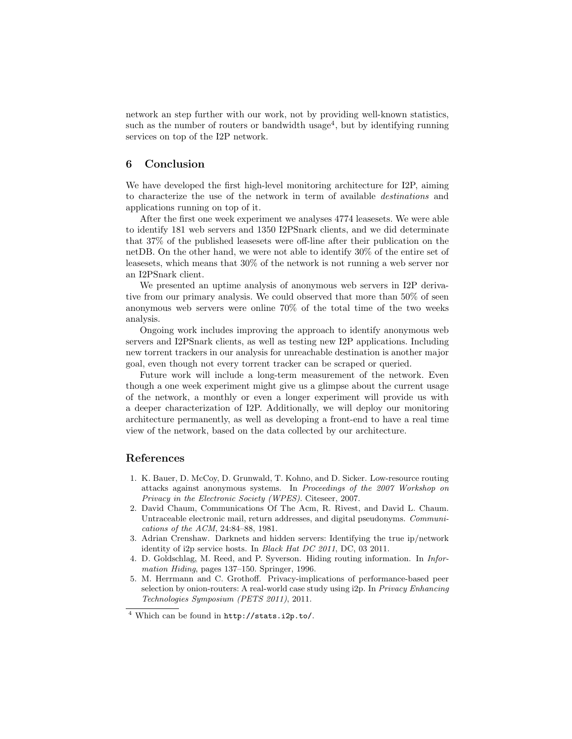network an step further with our work, not by providing well-known statistics, such as the number of routers or bandwidth usage[4], but by identifying running services on top of the I2P network.

## 6 Conclusion

We have developed the first high-level monitoring architecture for I2P, aiming to characterize the use of the network in term of available *destinations* and applications running on top of it.

After the first one week experiment we analyses 4774 leasesets. We were able to identify 181 web servers and 1350 I2PSnark clients, and we did determinate that 37% of the published leasesets were off-line after their publication on the netDB. On the other hand, we were not able to identify 30% of the entire set of leasesets, which means that 30% of the network is not running a web server nor an I2PSnark client.

We presented an uptime analysis of anonymous web servers in I2P derivative from our primary analysis. We could observed that more than 50% of seen anonymous web servers were online 70% of the total time of the two weeks analysis.

Ongoing work includes improving the approach to identify anonymous web servers and I2PSnark clients, as well as testing new I2P applications. Including new torrent trackers in our analysis for unreachable destination is another major goal, even though not every torrent tracker can be scraped or queried.

Future work will include a long-term measurement of the network. Even though a one week experiment might give us a glimpse about the current usage of the network, a monthly or even a longer experiment will provide us with a deeper characterization of I2P. Additionally, we will deploy our monitoring architecture permanently, as well as developing a front-end to have a real time view of the network, based on the data collected by our architecture.

## References

1. K. Bauer, D. McCoy, D. Grunwald, T. Kohno, and D. Sicker. Low-resource routing attacks against anonymous systems. In *Proceedings of the 2007 Workshop on Privacy in the Electronic Society (WPES)*. Citeseer, 2007.
2. David Chaum, Communications Of The Acm, R. Rivest, and David L. Chaum. Untraceable electronic mail, return addresses, and digital pseudonyms. *Communications of the ACM*, 24:84–88, 1981.
3. Adrian Crenshaw. Darknets and hidden servers: Identifying the true ip/network identity of i2p service hosts. In *Black Hat DC 2011*, DC, 03 2011.
4. D. Goldschlag, M. Reed, and P. Syverson. Hiding routing information. In *Information Hiding*, pages 137–150. Springer, 1996.
5. M. Herrmann and C. Grothoff. Privacy-implications of performance-based peer selection by onion-routers: A real-world case study using i2p. In *Privacy Enhancing Technologies Symposium (PETS 2011)*, 2011.

[4] Which can be found in `http://stats.i2p.to/`.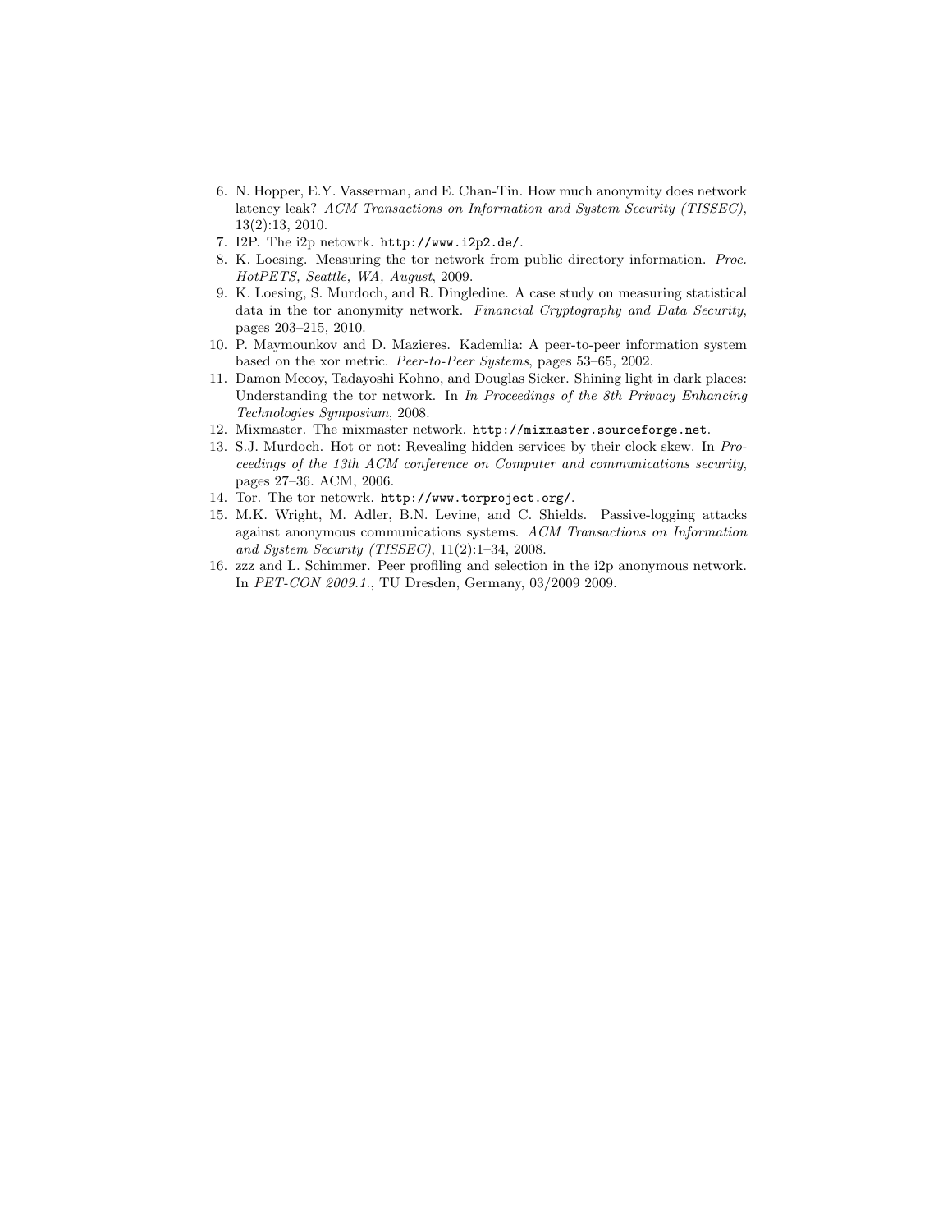6. N. Hopper, E.Y. Vasserman, and E. Chan-Tin. How much anonymity does network latency leak? *ACM Transactions on Information and System Security (TISSEC)*, 13(2):13, 2010.
7. I2P. The i2p netowrk. `http://www.i2p2.de/`.
8. K. Loesing. Measuring the tor network from public directory information. *Proc. HotPETS, Seattle, WA, August*, 2009.
9. K. Loesing, S. Murdoch, and R. Dingledine. A case study on measuring statistical data in the tor anonymity network. *Financial Cryptography and Data Security*, pages 203–215, 2010.
10. P. Maymounkov and D. Mazieres. Kademlia: A peer-to-peer information system based on the xor metric. *Peer-to-Peer Systems*, pages 53–65, 2002.
11. Damon Mccoy, Tadayoshi Kohno, and Douglas Sicker. Shining light in dark places: Understanding the tor network. In *In Proceedings of the 8th Privacy Enhancing Technologies Symposium*, 2008.
12. Mixmaster. The mixmaster network. `http://mixmaster.sourceforge.net`.
13. S.J. Murdoch. Hot or not: Revealing hidden services by their clock skew. In *Proceedings of the 13th ACM conference on Computer and communications security*, pages 27–36. ACM, 2006.
14. Tor. The tor netowrk. `http://www.torproject.org/`.
15. M.K. Wright, M. Adler, B.N. Levine, and C. Shields. Passive-logging attacks against anonymous communications systems. *ACM Transactions on Information and System Security (TISSEC)*, 11(2):1–34, 2008.
16. zzz and L. Schimmer. Peer profiling and selection in the i2p anonymous network. In *PET-CON 2009.1.*, TU Dresden, Germany, 03/2009 2009.